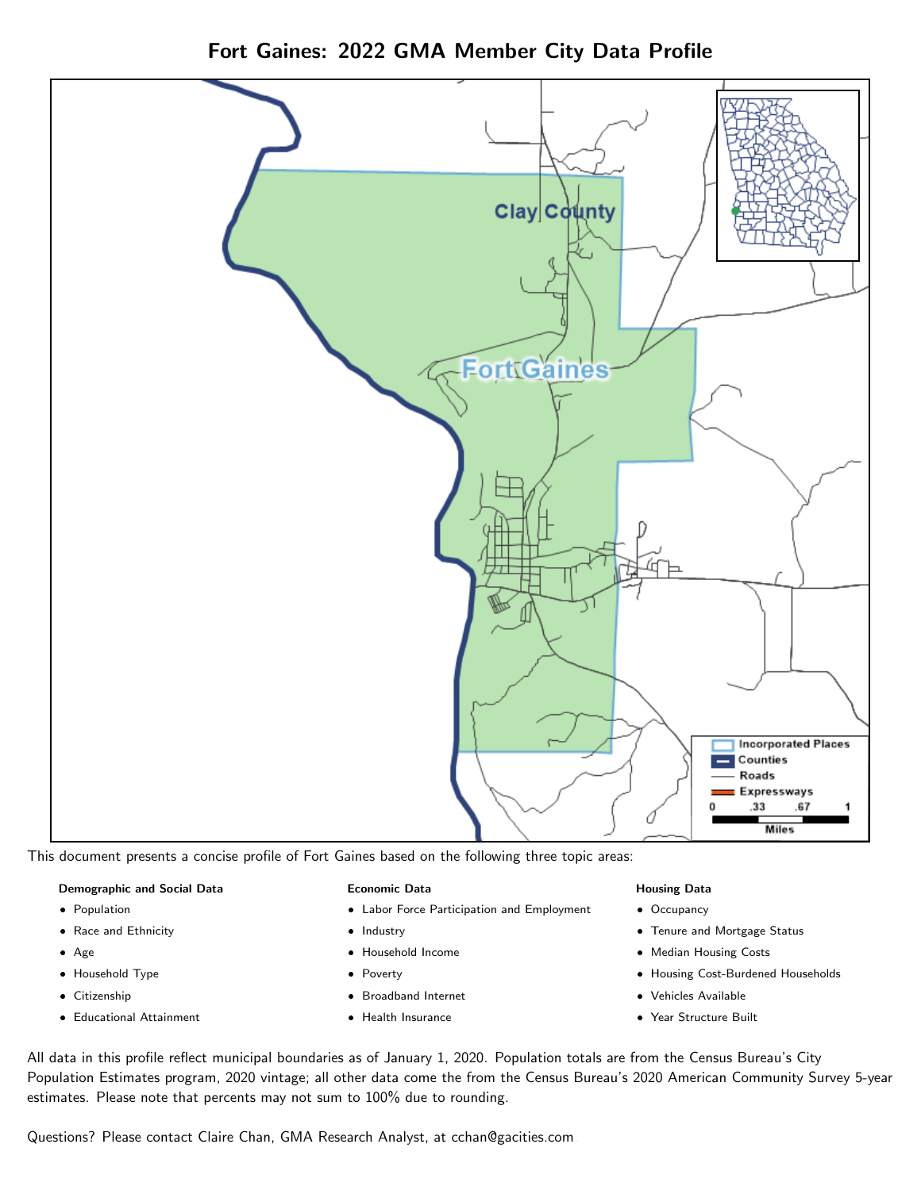# Fort Gaines: 2022 GMA Member City Data Profile

Clay County

Fort Gaines

Incorporated Places
Counties
Roads
Expressways
0 .33 .67 1
Miles

This document presents a concise profile of Fort Gaines based on the following three topic areas:

**Demographic and Social Data**

- Population
- Race and Ethnicity
- Age
- Household Type
- Citizenship
- Educational Attainment

**Economic Data**

- Labor Force Participation and Employment
- Industry
- Household Income
- Poverty
- Broadband Internet
- Health Insurance

**Housing Data**

- Occupancy
- Tenure and Mortgage Status
- Median Housing Costs
- Housing Cost-Burdened Households
- Vehicles Available
- Year Structure Built

All data in this profile reflect municipal boundaries as of January 1, 2020. Population totals are from the Census Bureau's City Population Estimates program, 2020 vintage; all other data come the from the Census Bureau's 2020 American Community Survey 5-year estimates. Please note that percents may not sum to 100% due to rounding.

Questions? Please contact Claire Chan, GMA Research Analyst, at cchan@gacities.com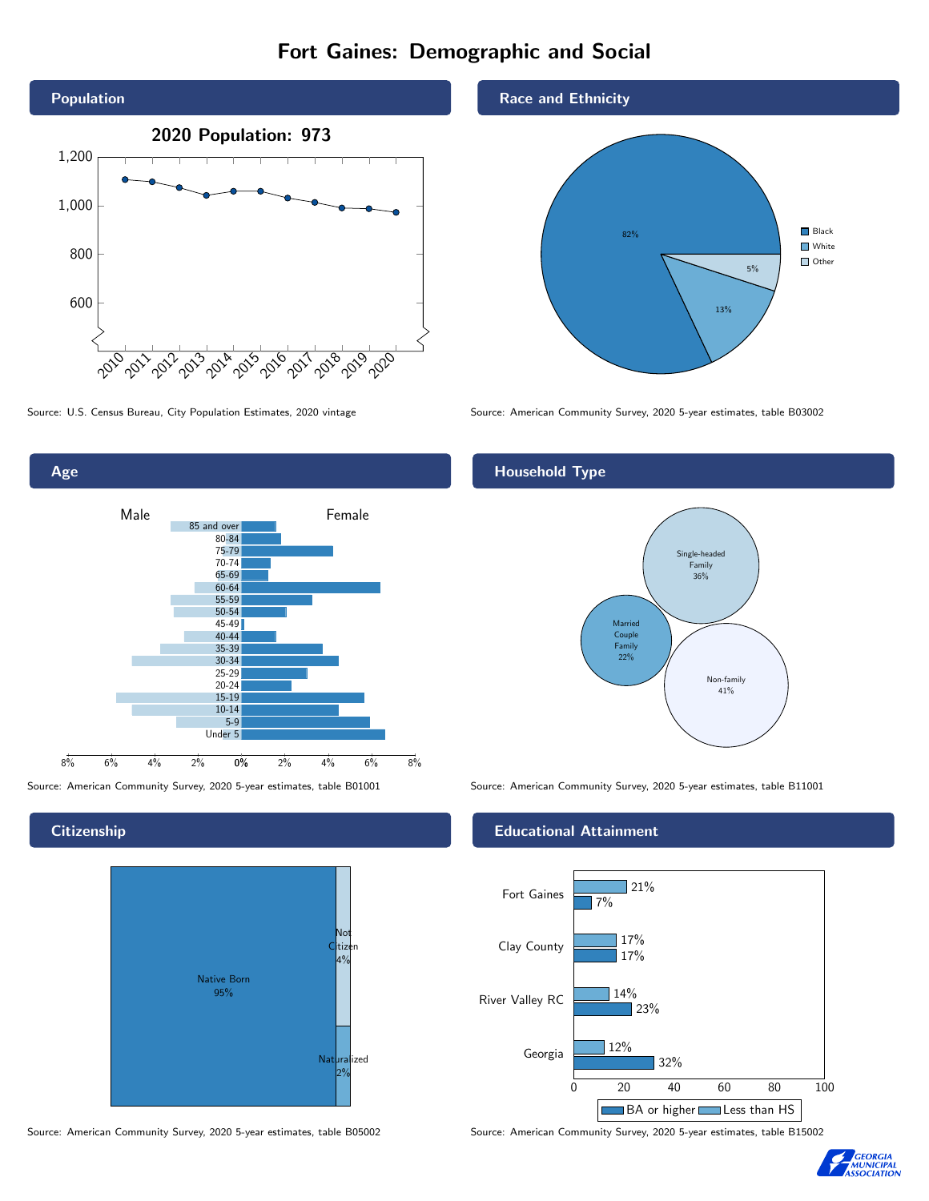# Fort Gaines: Demographic and Social

## Population

2020 Population: 973

1,200
1,000
800
600

2010 2011 2012 2013 2014 2015 2016 2017 2018 2019 2020

Source: U.S. Census Bureau, City Population Estimates, 2020 vintage

## Race and Ethnicity

82%
13%
5%

Black
White
Other

Source: American Community Survey, 2020 5-year estimates, table B03002

## Age

Male
Female

85 and over
80-84
75-79
70-74
65-69
60-64
55-59
50-54
45-49
40-44
35-39
30-34
25-29
20-24
15-19
10-14
5-9
Under 5

8% 6% 4% 2% 0% 0% 2% 4% 6% 8%

Source: American Community Survey, 2020 5-year estimates, table B01001

## Household Type

Single-headed Family 36%

Married Couple Family 22%

Non-family 41%

Source: American Community Survey, 2020 5-year estimates, table B11001

## Citizenship

Native Born 95%

Not Citizen 4%

Naturalized 2%

Source: American Community Survey, 2020 5-year estimates, table B05002

## Educational Attainment

Fort Gaines 21% 7%

Clay County 17% 17%

River Valley RC 14% 23%

Georgia 12% 32%

0 20 40 60 80 100

BA or higher
Less than HS

Source: American Community Survey, 2020 5-year estimates, table B15002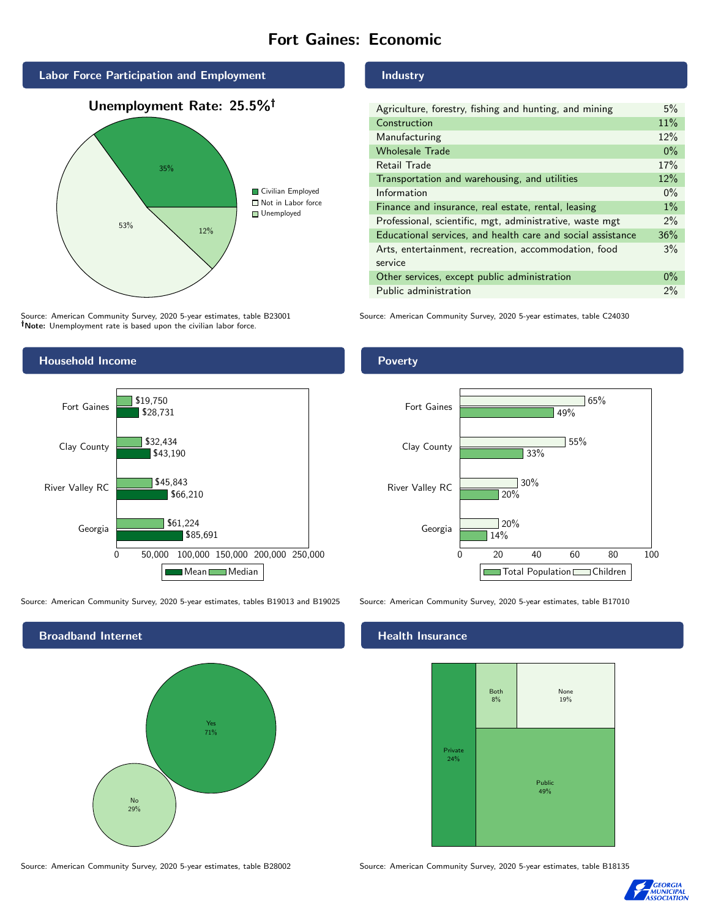# Fort Gaines: Economic

## Labor Force Participation and Employment

**Unemployment Rate: 25.5%†**

35%
53%
12%

Civilian Employed
Not in Labor force
Unemployed

Source: American Community Survey, 2020 5-year estimates, table B23001
**†Note:** Unemployment rate is based upon the civilian labor force.

## Industry

| | |
|---|---|
| Agriculture, forestry, fishing and hunting, and mining | 5% |
| Construction | 11% |
| Manufacturing | 12% |
| Wholesale Trade | 0% |
| Retail Trade | 17% |
| Transportation and warehousing, and utilities | 12% |
| Information | 0% |
| Finance and insurance, real estate, rental, leasing | 1% |
| Professional, scientific, mgt, administrative, waste mgt | 2% |
| Educational services, and health care and social assistance | 36% |
| Arts, entertainment, recreation, accommodation, food service | 3% |
| Other services, except public administration | 0% |
| Public administration | 2% |

Source: American Community Survey, 2020 5-year estimates, table C24030

## Household Income

Fort Gaines
$19,750
$28,731

Clay County
$32,434
$43,190

River Valley RC
$45,843
$66,210

Georgia
$61,224
$85,691

0 50,000 100,000 150,000 200,000 250,000

Mean Median

Source: American Community Survey, 2020 5-year estimates, tables B19013 and B19025

## Poverty

Fort Gaines
65%
49%

Clay County
55%
33%

River Valley RC
30%
20%

Georgia
20%
14%

0 20 40 60 80 100

Total Population Children

Source: American Community Survey, 2020 5-year estimates, table B17010

## Broadband Internet

Yes
71%

No
29%

Source: American Community Survey, 2020 5-year estimates, table B28002

## Health Insurance

Private
24%

Both
8%

None
19%

Public
49%

Source: American Community Survey, 2020 5-year estimates, table B18135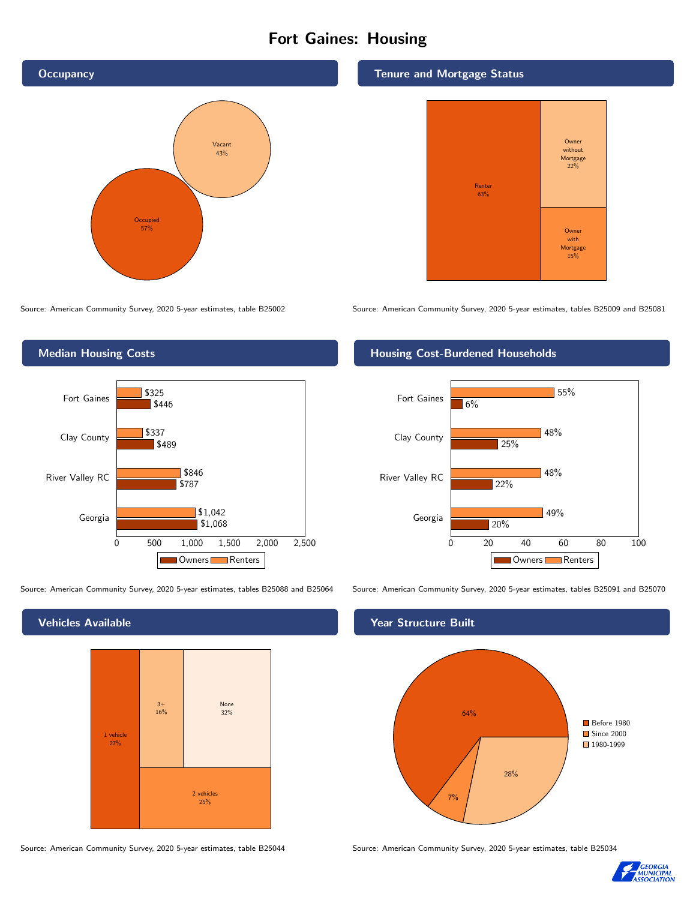# Fort Gaines: Housing

## Occupancy

Vacant
43%

Occupied
57%

Source: American Community Survey, 2020 5-year estimates, table B25002

## Tenure and Mortgage Status

Renter
63%

Owner without Mortgage
22%

Owner with Mortgage
15%

Source: American Community Survey, 2020 5-year estimates, tables B25009 and B25081

## Median Housing Costs

Fort Gaines
$325
$446

Clay County
$337
$489

River Valley RC
$846
$787

Georgia
$1,042
$1,068

0 500 1,000 1,500 2,000 2,500

Owners Renters

Source: American Community Survey, 2020 5-year estimates, tables B25088 and B25064

## Housing Cost-Burdened Households

Fort Gaines
55%
6%

Clay County
48%
25%

River Valley RC
48%
22%

Georgia
49%
20%

0 20 40 60 80 100

Owners Renters

Source: American Community Survey, 2020 5-year estimates, tables B25091 and B25070

## Vehicles Available

1 vehicle
27%

3+
16%

None
32%

2 vehicles
25%

Source: American Community Survey, 2020 5-year estimates, table B25044

## Year Structure Built

64%

7%

28%

Before 1980
Since 2000
1980-1999

Source: American Community Survey, 2020 5-year estimates, table B25034